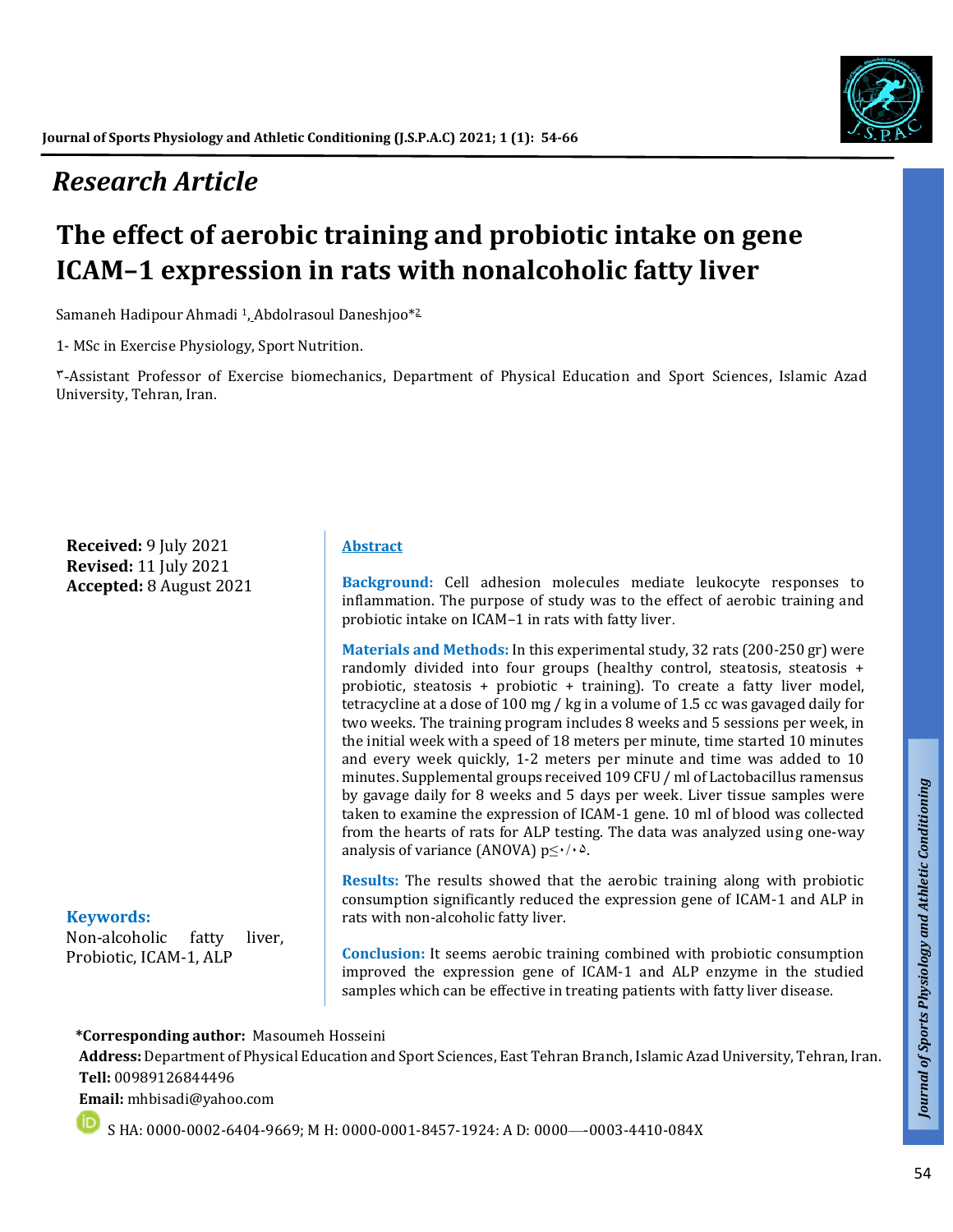*Research Article*

# The effect of aerobic training and probiotic intake on gene ICAM–1 expression in rats with nonalcoholic fatty liver

Samaneh Hadipour Ahmadi [1], Abdolrasoul Daneshjoo*[2]

1- MSc in Exercise Physiology, Sport Nutrition.

۳-Assistant Professor of Exercise biomechanics, Department of Physical Education and Sport Sciences, Islamic Azad University, Tehran, Iran.

**Received:** 9 July 2021
**Revised:** 11 July 2021
**Accepted:** 8 August 2021

## Abstract

**Background:** Cell adhesion molecules mediate leukocyte responses to inflammation. The purpose of study was to the effect of aerobic training and probiotic intake on ICAM–1 in rats with fatty liver.

**Materials and Methods:** In this experimental study, 32 rats (200-250 gr) were randomly divided into four groups (healthy control, steatosis, steatosis + probiotic, steatosis + probiotic + training). To create a fatty liver model, tetracycline at a dose of 100 mg / kg in a volume of 1.5 cc was gavaged daily for two weeks. The training program includes 8 weeks and 5 sessions per week, in the initial week with a speed of 18 meters per minute, time started 10 minutes and every week quickly, 1-2 meters per minute and time was added to 10 minutes. Supplemental groups received 109 CFU / ml of Lactobacillus ramensus by gavage daily for 8 weeks and 5 days per week. Liver tissue samples were taken to examine the expression of ICAM-1 gene. 10 ml of blood was collected from the hearts of rats for ALP testing. The data was analyzed using one-way analysis of variance (ANOVA) p≤۰/۰۵.

**Results:** The results showed that the aerobic training along with probiotic consumption significantly reduced the expression gene of ICAM-1 and ALP in rats with non-alcoholic fatty liver.

**Conclusion:** It seems aerobic training combined with probiotic consumption improved the expression gene of ICAM-1 and ALP enzyme in the studied samples which can be effective in treating patients with fatty liver disease.

**Keywords:**
Non-alcoholic fatty liver, Probiotic, ICAM-1, ALP

**\*Corresponding author:** Masoumeh Hosseini
**Address:** Department of Physical Education and Sport Sciences, East Tehran Branch, Islamic Azad University, Tehran, Iran.
**Tell:** 00989126844496
**Email:** mhbisadi@yahoo.com

S HA: 0000-0002-6404-9669; M H: 0000-0001-8457-1924: A D: 0000—-0003-4410-084X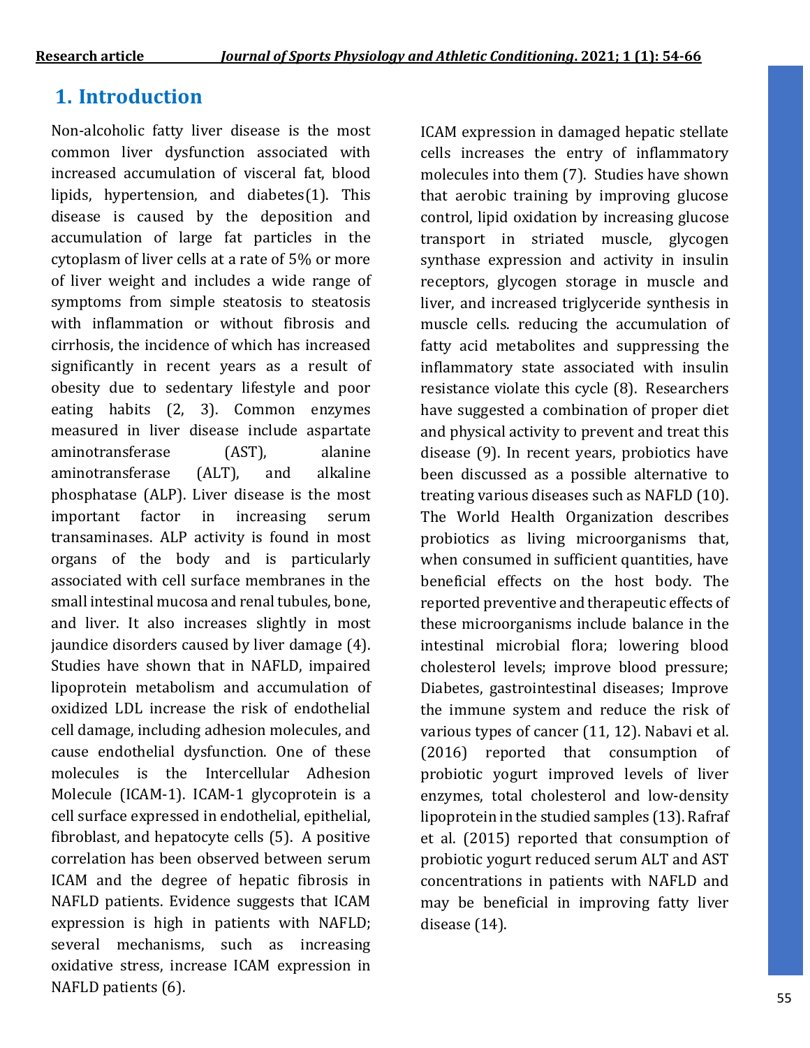## 1. Introduction

Non-alcoholic fatty liver disease is the most common liver dysfunction associated with increased accumulation of visceral fat, blood lipids, hypertension, and diabetes(1). This disease is caused by the deposition and accumulation of large fat particles in the cytoplasm of liver cells at a rate of 5% or more of liver weight and includes a wide range of symptoms from simple steatosis to steatosis with inflammation or without fibrosis and cirrhosis, the incidence of which has increased significantly in recent years as a result of obesity due to sedentary lifestyle and poor eating habits (2, 3). Common enzymes measured in liver disease include aspartate aminotransferase (AST), alanine aminotransferase (ALT), and alkaline phosphatase (ALP). Liver disease is the most important factor in increasing serum transaminases. ALP activity is found in most organs of the body and is particularly associated with cell surface membranes in the small intestinal mucosa and renal tubules, bone, and liver. It also increases slightly in most jaundice disorders caused by liver damage (4). Studies have shown that in NAFLD, impaired lipoprotein metabolism and accumulation of oxidized LDL increase the risk of endothelial cell damage, including adhesion molecules, and cause endothelial dysfunction. One of these molecules is the Intercellular Adhesion Molecule (ICAM-1). ICAM-1 glycoprotein is a cell surface expressed in endothelial, epithelial, fibroblast, and hepatocyte cells (5). A positive correlation has been observed between serum ICAM and the degree of hepatic fibrosis in NAFLD patients. Evidence suggests that ICAM expression is high in patients with NAFLD; several mechanisms, such as increasing oxidative stress, increase ICAM expression in NAFLD patients (6). ICAM expression in damaged hepatic stellate cells increases the entry of inflammatory molecules into them (7). Studies have shown that aerobic training by improving glucose control, lipid oxidation by increasing glucose transport in striated muscle, glycogen synthase expression and activity in insulin receptors, glycogen storage in muscle and liver, and increased triglyceride synthesis in muscle cells. reducing the accumulation of fatty acid metabolites and suppressing the inflammatory state associated with insulin resistance violate this cycle (8). Researchers have suggested a combination of proper diet and physical activity to prevent and treat this disease (9). In recent years, probiotics have been discussed as a possible alternative to treating various diseases such as NAFLD (10). The World Health Organization describes probiotics as living microorganisms that, when consumed in sufficient quantities, have beneficial effects on the host body. The reported preventive and therapeutic effects of these microorganisms include balance in the intestinal microbial flora; lowering blood cholesterol levels; improve blood pressure; Diabetes, gastrointestinal diseases; Improve the immune system and reduce the risk of various types of cancer (11, 12). Nabavi et al. (2016) reported that consumption of probiotic yogurt improved levels of liver enzymes, total cholesterol and low-density lipoprotein in the studied samples (13). Rafraf et al. (2015) reported that consumption of probiotic yogurt reduced serum ALT and AST concentrations in patients with NAFLD and may be beneficial in improving fatty liver disease (14).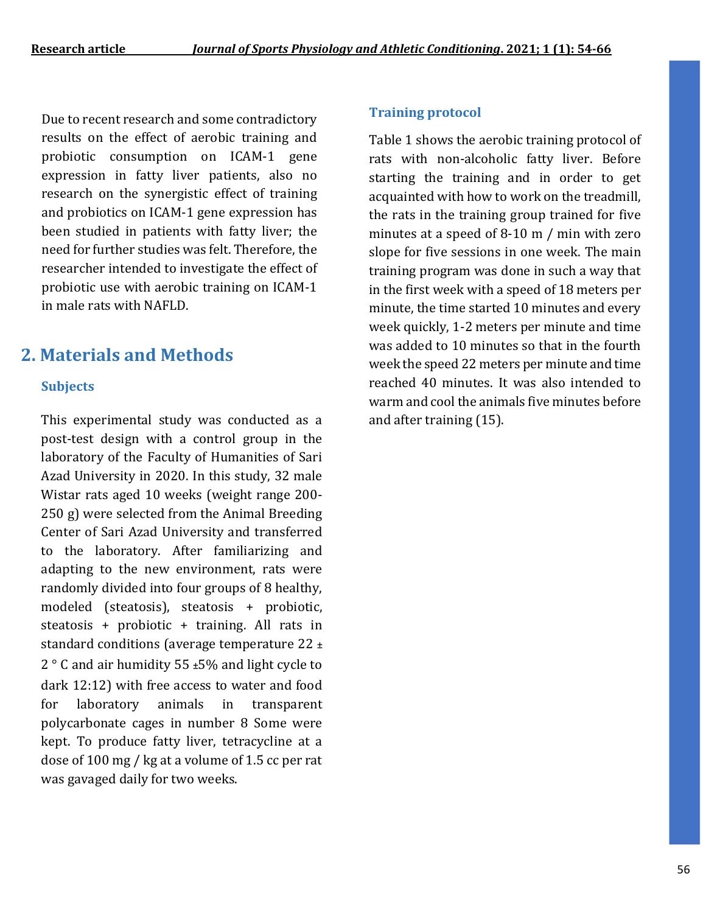Due to recent research and some contradictory results on the effect of aerobic training and probiotic consumption on ICAM-1 gene expression in fatty liver patients, also no research on the synergistic effect of training and probiotics on ICAM-1 gene expression has been studied in patients with fatty liver; the need for further studies was felt. Therefore, the researcher intended to investigate the effect of probiotic use with aerobic training on ICAM-1 in male rats with NAFLD.

## 2. Materials and Methods

### Subjects

This experimental study was conducted as a post-test design with a control group in the laboratory of the Faculty of Humanities of Sari Azad University in 2020. In this study, 32 male Wistar rats aged 10 weeks (weight range 200-250 g) were selected from the Animal Breeding Center of Sari Azad University and transferred to the laboratory. After familiarizing and adapting to the new environment, rats were randomly divided into four groups of 8 healthy, modeled (steatosis), steatosis + probiotic, steatosis + probiotic + training. All rats in standard conditions (average temperature 22 ± 2 ° C and air humidity 55 ±5% and light cycle to dark 12:12) with free access to water and food for laboratory animals in transparent polycarbonate cages in number 8 Some were kept. To produce fatty liver, tetracycline at a dose of 100 mg / kg at a volume of 1.5 cc per rat was gavaged daily for two weeks.

### Training protocol

Table 1 shows the aerobic training protocol of rats with non-alcoholic fatty liver. Before starting the training and in order to get acquainted with how to work on the treadmill, the rats in the training group trained for five minutes at a speed of 8-10 m / min with zero slope for five sessions in one week. The main training program was done in such a way that in the first week with a speed of 18 meters per minute, the time started 10 minutes and every week quickly, 1-2 meters per minute and time was added to 10 minutes so that in the fourth week the speed 22 meters per minute and time reached 40 minutes. It was also intended to warm and cool the animals five minutes before and after training (15).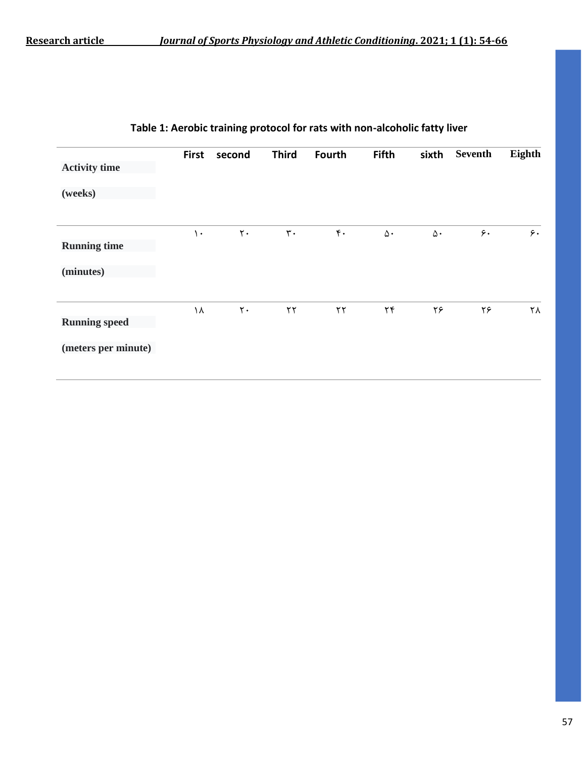**Table 1: Aerobic training protocol for rats with non-alcoholic fatty liver**

| Activity time (weeks) | First | second | Third | Fourth | Fifth | sixth | Seventh | Eighth |
|---|---|---|---|---|---|---|---|---|
| Running time (minutes) | ۱۰ | ۲۰ | ۳۰ | ۴۰ | ۵۰ | ۵۰ | ۶۰ | ۶۰ |
| Running speed (meters per minute) | ۱۸ | ۲۰ | ۲۲ | ۲۲ | ۲۴ | ۲۶ | ۲۶ | ۲۸ |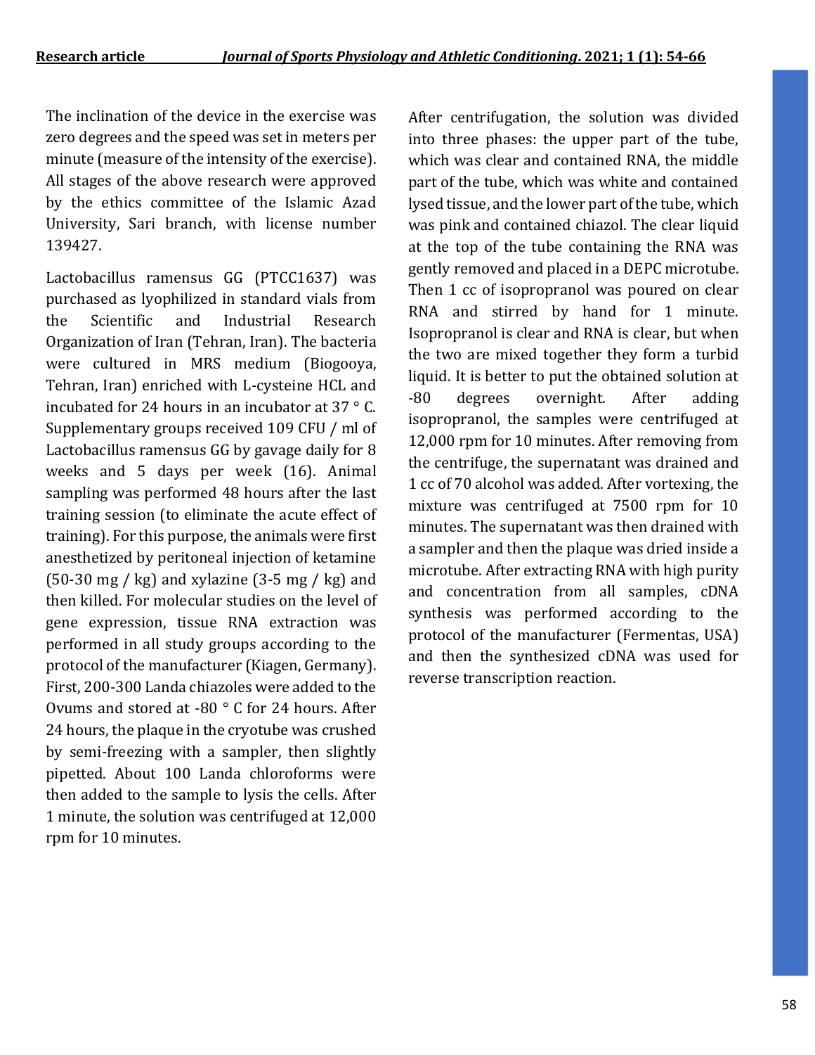The inclination of the device in the exercise was zero degrees and the speed was set in meters per minute (measure of the intensity of the exercise). All stages of the above research were approved by the ethics committee of the Islamic Azad University, Sari branch, with license number 139427.

Lactobacillus ramensus GG (PTCC1637) was purchased as lyophilized in standard vials from the Scientific and Industrial Research Organization of Iran (Tehran, Iran). The bacteria were cultured in MRS medium (Biogooya, Tehran, Iran) enriched with L-cysteine HCL and incubated for 24 hours in an incubator at 37 ° C. Supplementary groups received 109 CFU / ml of Lactobacillus ramensus GG by gavage daily for 8 weeks and 5 days per week (16). Animal sampling was performed 48 hours after the last training session (to eliminate the acute effect of training). For this purpose, the animals were first anesthetized by peritoneal injection of ketamine (50-30 mg / kg) and xylazine (3-5 mg / kg) and then killed. For molecular studies on the level of gene expression, tissue RNA extraction was performed in all study groups according to the protocol of the manufacturer (Kiagen, Germany). First, 200-300 Landa chiazoles were added to the Ovums and stored at -80 ° C for 24 hours. After 24 hours, the plaque in the cryotube was crushed by semi-freezing with a sampler, then slightly pipetted. About 100 Landa chloroforms were then added to the sample to lysis the cells. After 1 minute, the solution was centrifuged at 12,000 rpm for 10 minutes.

After centrifugation, the solution was divided into three phases: the upper part of the tube, which was clear and contained RNA, the middle part of the tube, which was white and contained lysed tissue, and the lower part of the tube, which was pink and contained chiazol. The clear liquid at the top of the tube containing the RNA was gently removed and placed in a DEPC microtube. Then 1 cc of isopropranol was poured on clear RNA and stirred by hand for 1 minute. Isopropranol is clear and RNA is clear, but when the two are mixed together they form a turbid liquid. It is better to put the obtained solution at -80 degrees overnight. After adding isopropranol, the samples were centrifuged at 12,000 rpm for 10 minutes. After removing from the centrifuge, the supernatant was drained and 1 cc of 70 alcohol was added. After vortexing, the mixture was centrifuged at 7500 rpm for 10 minutes. The supernatant was then drained with a sampler and then the plaque was dried inside a microtube. After extracting RNA with high purity and concentration from all samples, cDNA synthesis was performed according to the protocol of the manufacturer (Fermentas, USA) and then the synthesized cDNA was used for reverse transcription reaction.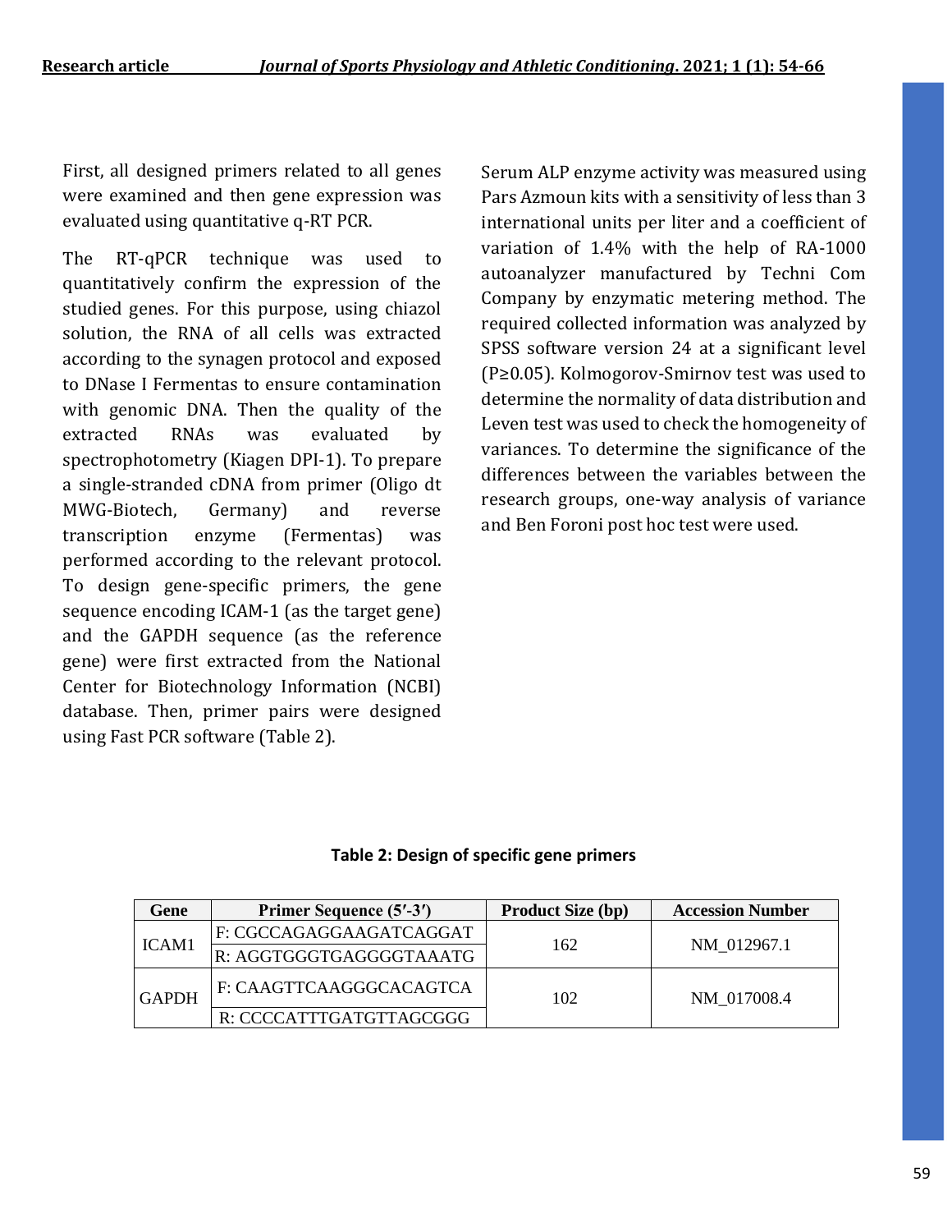First, all designed primers related to all genes were examined and then gene expression was evaluated using quantitative q-RT PCR.

The RT-qPCR technique was used to quantitatively confirm the expression of the studied genes. For this purpose, using chiazol solution, the RNA of all cells was extracted according to the synagen protocol and exposed to DNase I Fermentas to ensure contamination with genomic DNA. Then the quality of the extracted RNAs was evaluated by spectrophotometry (Kiagen DPI-1). To prepare a single-stranded cDNA from primer (Oligo dt MWG-Biotech, Germany) and reverse transcription enzyme (Fermentas) was performed according to the relevant protocol. To design gene-specific primers, the gene sequence encoding ICAM-1 (as the target gene) and the GAPDH sequence (as the reference gene) were first extracted from the National Center for Biotechnology Information (NCBI) database. Then, primer pairs were designed using Fast PCR software (Table 2).

Serum ALP enzyme activity was measured using Pars Azmoun kits with a sensitivity of less than 3 international units per liter and a coefficient of variation of 1.4% with the help of RA-1000 autoanalyzer manufactured by Techni Com Company by enzymatic metering method. The required collected information was analyzed by SPSS software version 24 at a significant level ($P \geq 0.05$). Kolmogorov-Smirnov test was used to determine the normality of data distribution and Leven test was used to check the homogeneity of variances. To determine the significance of the differences between the variables between the research groups, one-way analysis of variance and Ben Foroni post hoc test were used.

**Table 2: Design of specific gene primers**

| Gene | Primer Sequence (5′-3′) | Product Size (bp) | Accession Number |
|---|---|---|---|
| ICAM1 | F: CGCCAGAGGAAGATCAGGAT | 162 | NM_012967.1 |
| | R: AGGTGGGTGAGGGGTAAATG | | |
| GAPDH | F: CAAGTTCAAGGGCACAGTCA | 102 | NM_017008.4 |
| | R: CCCCATTTGATGTTAGCGGG | | |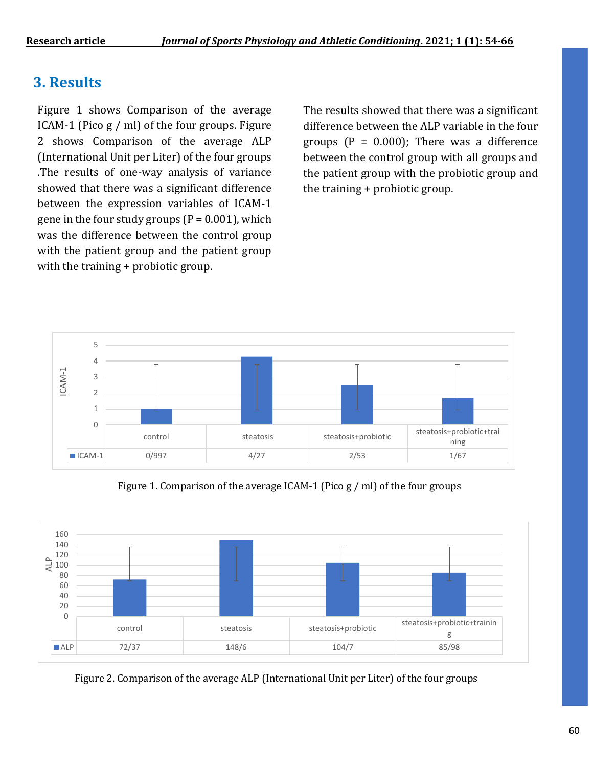## 3. Results

Figure 1 shows Comparison of the average ICAM-1 (Pico g / ml) of the four groups. Figure 2 shows Comparison of the average ALP (International Unit per Liter) of the four groups .The results of one-way analysis of variance showed that there was a significant difference between the expression variables of ICAM-1 gene in the four study groups (P = 0.001), which was the difference between the control group with the patient group and the patient group with the training + probiotic group.

The results showed that there was a significant difference between the ALP variable in the four groups (P = 0.000); There was a difference between the control group with all groups and the patient group with the probiotic group and the training + probiotic group.

| | control | steatosis | steatosis+probiotic | steatosis+probiotic+training |
|---|---|---|---|---|
| ICAM-1 | 0/997 | 4/27 | 2/53 | 1/67 |

Figure 1. Comparison of the average ICAM-1 (Pico g / ml) of the four groups

| | control | steatosis | steatosis+probiotic | steatosis+probiotic+training |
|---|---|---|---|---|
| ALP | 72/37 | 148/6 | 104/7 | 85/98 |

Figure 2. Comparison of the average ALP (International Unit per Liter) of the four groups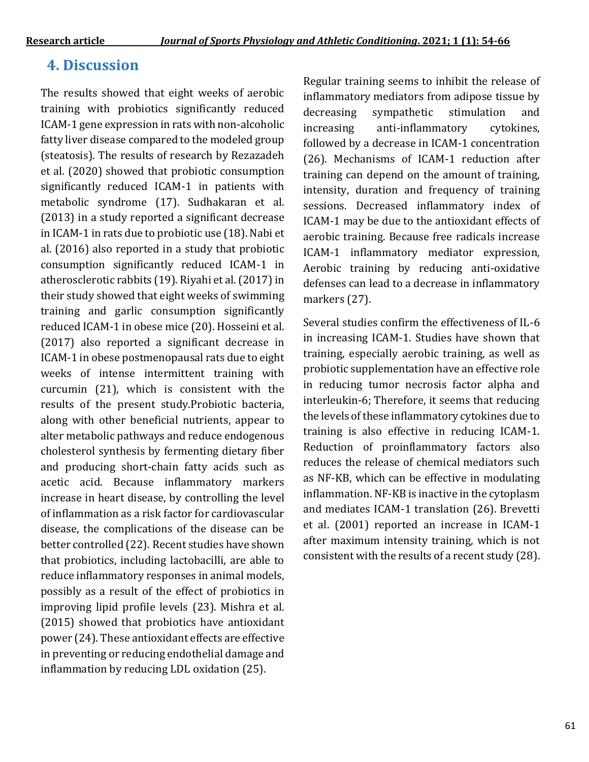## 4. Discussion

The results showed that eight weeks of aerobic training with probiotics significantly reduced ICAM-1 gene expression in rats with non-alcoholic fatty liver disease compared to the modeled group (steatosis). The results of research by Rezazadeh et al. (2020) showed that probiotic consumption significantly reduced ICAM-1 in patients with metabolic syndrome (17). Sudhakaran et al. (2013) in a study reported a significant decrease in ICAM-1 in rats due to probiotic use (18). Nabi et al. (2016) also reported in a study that probiotic consumption significantly reduced ICAM-1 in atherosclerotic rabbits (19). Riyahi et al. (2017) in their study showed that eight weeks of swimming training and garlic consumption significantly reduced ICAM-1 in obese mice (20). Hosseini et al. (2017) also reported a significant decrease in ICAM-1 in obese postmenopausal rats due to eight weeks of intense intermittent training with curcumin (21), which is consistent with the results of the present study.Probiotic bacteria, along with other beneficial nutrients, appear to alter metabolic pathways and reduce endogenous cholesterol synthesis by fermenting dietary fiber and producing short-chain fatty acids such as acetic acid. Because inflammatory markers increase in heart disease, by controlling the level of inflammation as a risk factor for cardiovascular disease, the complications of the disease can be better controlled (22). Recent studies have shown that probiotics, including lactobacilli, are able to reduce inflammatory responses in animal models, possibly as a result of the effect of probiotics in improving lipid profile levels (23). Mishra et al. (2015) showed that probiotics have antioxidant power (24). These antioxidant effects are effective in preventing or reducing endothelial damage and inflammation by reducing LDL oxidation (25).

Regular training seems to inhibit the release of inflammatory mediators from adipose tissue by decreasing sympathetic stimulation and increasing anti-inflammatory cytokines, followed by a decrease in ICAM-1 concentration (26). Mechanisms of ICAM-1 reduction after training can depend on the amount of training, intensity, duration and frequency of training sessions. Decreased inflammatory index of ICAM-1 may be due to the antioxidant effects of aerobic training. Because free radicals increase ICAM-1 inflammatory mediator expression, Aerobic training by reducing anti-oxidative defenses can lead to a decrease in inflammatory markers (27).

Several studies confirm the effectiveness of IL-6 in increasing ICAM-1. Studies have shown that training, especially aerobic training, as well as probiotic supplementation have an effective role in reducing tumor necrosis factor alpha and interleukin-6; Therefore, it seems that reducing the levels of these inflammatory cytokines due to training is also effective in reducing ICAM-1. Reduction of proinflammatory factors also reduces the release of chemical mediators such as NF-KB, which can be effective in modulating inflammation. NF-KB is inactive in the cytoplasm and mediates ICAM-1 translation (26). Brevetti et al. (2001) reported an increase in ICAM-1 after maximum intensity training, which is not consistent with the results of a recent study (28).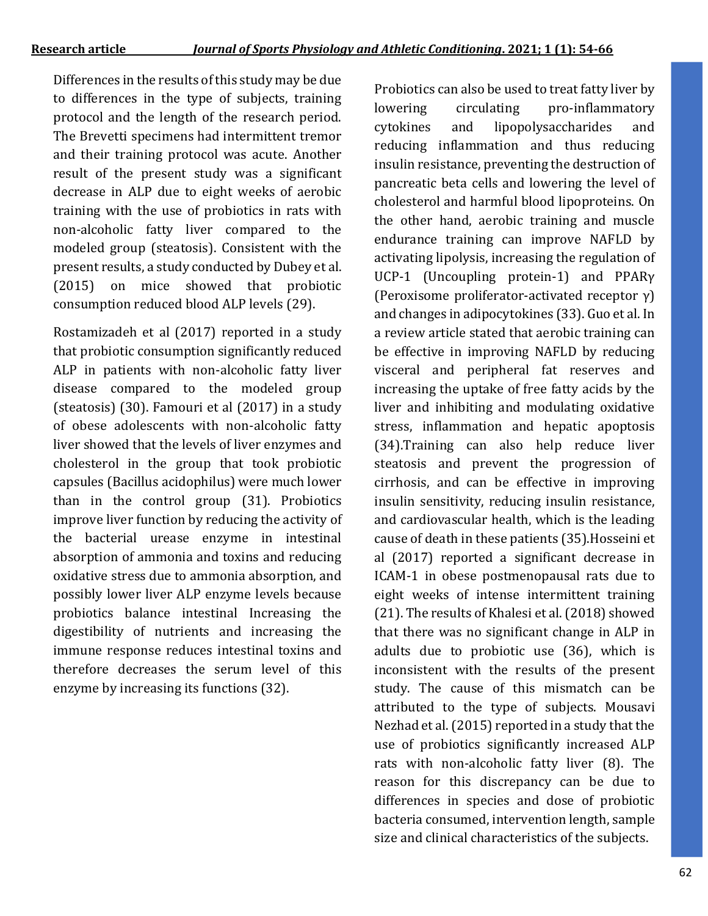Differences in the results of this study may be due to differences in the type of subjects, training protocol and the length of the research period. The Brevetti specimens had intermittent tremor and their training protocol was acute. Another result of the present study was a significant decrease in ALP due to eight weeks of aerobic training with the use of probiotics in rats with non-alcoholic fatty liver compared to the modeled group (steatosis). Consistent with the present results, a study conducted by Dubey et al. (2015) on mice showed that probiotic consumption reduced blood ALP levels (29).

Rostamizadeh et al (2017) reported in a study that probiotic consumption significantly reduced ALP in patients with non-alcoholic fatty liver disease compared to the modeled group (steatosis) (30). Famouri et al (2017) in a study of obese adolescents with non-alcoholic fatty liver showed that the levels of liver enzymes and cholesterol in the group that took probiotic capsules (Bacillus acidophilus) were much lower than in the control group (31). Probiotics improve liver function by reducing the activity of the bacterial urease enzyme in intestinal absorption of ammonia and toxins and reducing oxidative stress due to ammonia absorption, and possibly lower liver ALP enzyme levels because probiotics balance intestinal Increasing the digestibility of nutrients and increasing the immune response reduces intestinal toxins and therefore decreases the serum level of this enzyme by increasing its functions (32).

Probiotics can also be used to treat fatty liver by lowering circulating pro-inflammatory cytokines and lipopolysaccharides and reducing inflammation and thus reducing insulin resistance, preventing the destruction of pancreatic beta cells and lowering the level of cholesterol and harmful blood lipoproteins. On the other hand, aerobic training and muscle endurance training can improve NAFLD by activating lipolysis, increasing the regulation of UCP-1 (Uncoupling protein-1) and PPARγ (Peroxisome proliferator-activated receptor γ) and changes in adipocytokines (33). Guo et al. In a review article stated that aerobic training can be effective in improving NAFLD by reducing visceral and peripheral fat reserves and increasing the uptake of free fatty acids by the liver and inhibiting and modulating oxidative stress, inflammation and hepatic apoptosis (34).Training can also help reduce liver steatosis and prevent the progression of cirrhosis, and can be effective in improving insulin sensitivity, reducing insulin resistance, and cardiovascular health, which is the leading cause of death in these patients (35).Hosseini et al (2017) reported a significant decrease in ICAM-1 in obese postmenopausal rats due to eight weeks of intense intermittent training (21). The results of Khalesi et al. (2018) showed that there was no significant change in ALP in adults due to probiotic use (36), which is inconsistent with the results of the present study. The cause of this mismatch can be attributed to the type of subjects. Mousavi Nezhad et al. (2015) reported in a study that the use of probiotics significantly increased ALP rats with non-alcoholic fatty liver (8). The reason for this discrepancy can be due to differences in species and dose of probiotic bacteria consumed, intervention length, sample size and clinical characteristics of the subjects.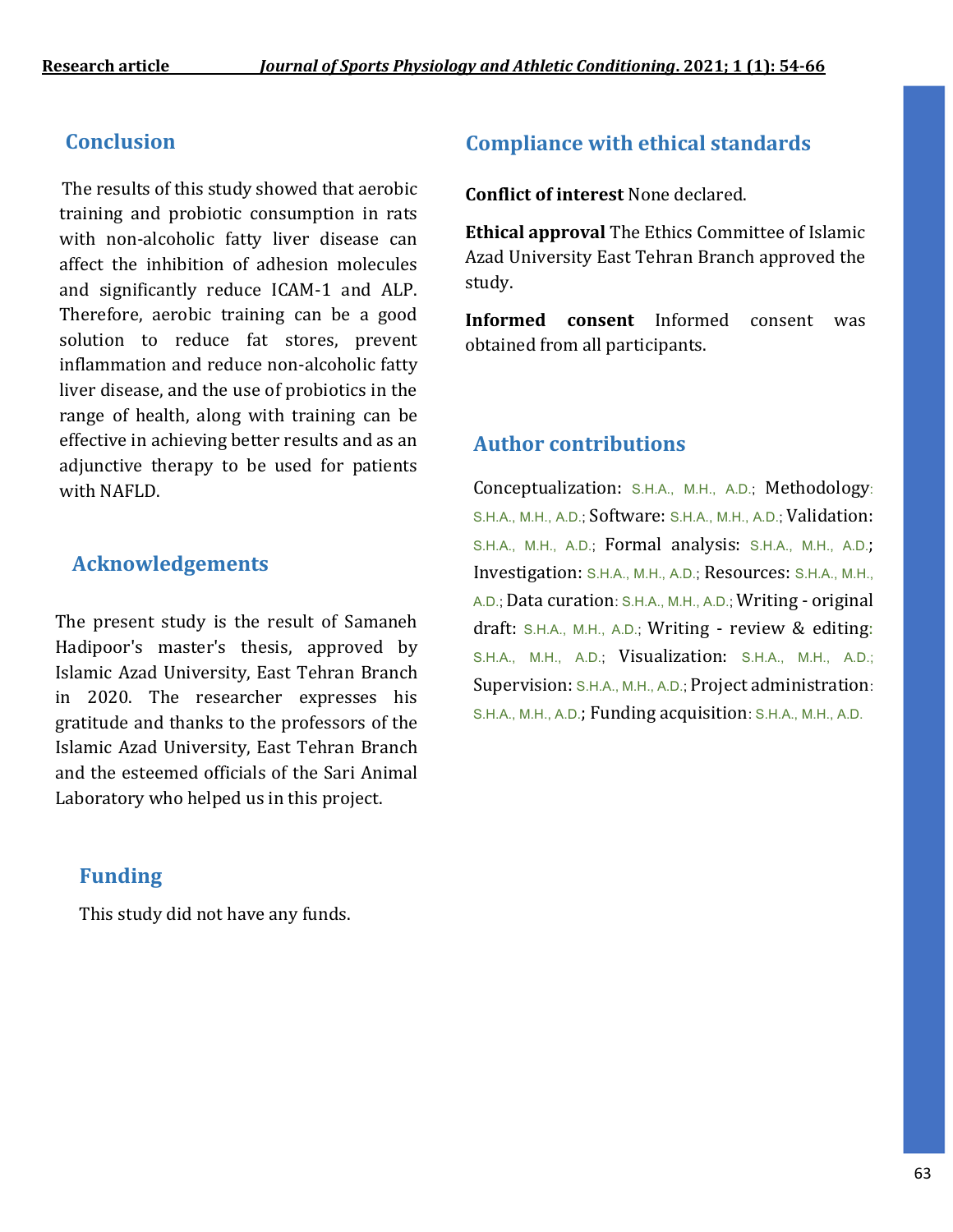## Conclusion

The results of this study showed that aerobic training and probiotic consumption in rats with non-alcoholic fatty liver disease can affect the inhibition of adhesion molecules and significantly reduce ICAM-1 and ALP. Therefore, aerobic training can be a good solution to reduce fat stores, prevent inflammation and reduce non-alcoholic fatty liver disease, and the use of probiotics in the range of health, along with training can be effective in achieving better results and as an adjunctive therapy to be used for patients with NAFLD.

## Acknowledgements

The present study is the result of Samaneh Hadipoor's master's thesis, approved by Islamic Azad University, East Tehran Branch in 2020. The researcher expresses his gratitude and thanks to the professors of the Islamic Azad University, East Tehran Branch and the esteemed officials of the Sari Animal Laboratory who helped us in this project.

## Funding

This study did not have any funds.

## Compliance with ethical standards

**Conflict of interest** None declared.

**Ethical approval** The Ethics Committee of Islamic Azad University East Tehran Branch approved the study.

**Informed consent** Informed consent was obtained from all participants.

## Author contributions

Conceptualization: S.H.A., M.H., A.D.; Methodology: S.H.A., M.H., A.D.; Software: S.H.A., M.H., A.D.; Validation: S.H.A., M.H., A.D.; Formal analysis: S.H.A., M.H., A.D.; Investigation: S.H.A., M.H., A.D.; Resources: S.H.A., M.H., A.D.; Data curation: S.H.A., M.H., A.D.; Writing - original draft: S.H.A., M.H., A.D.; Writing - review & editing: S.H.A., M.H., A.D.; Visualization: S.H.A., M.H., A.D.; Supervision: S.H.A., M.H., A.D.; Project administration: S.H.A., M.H., A.D.; Funding acquisition: S.H.A., M.H., A.D.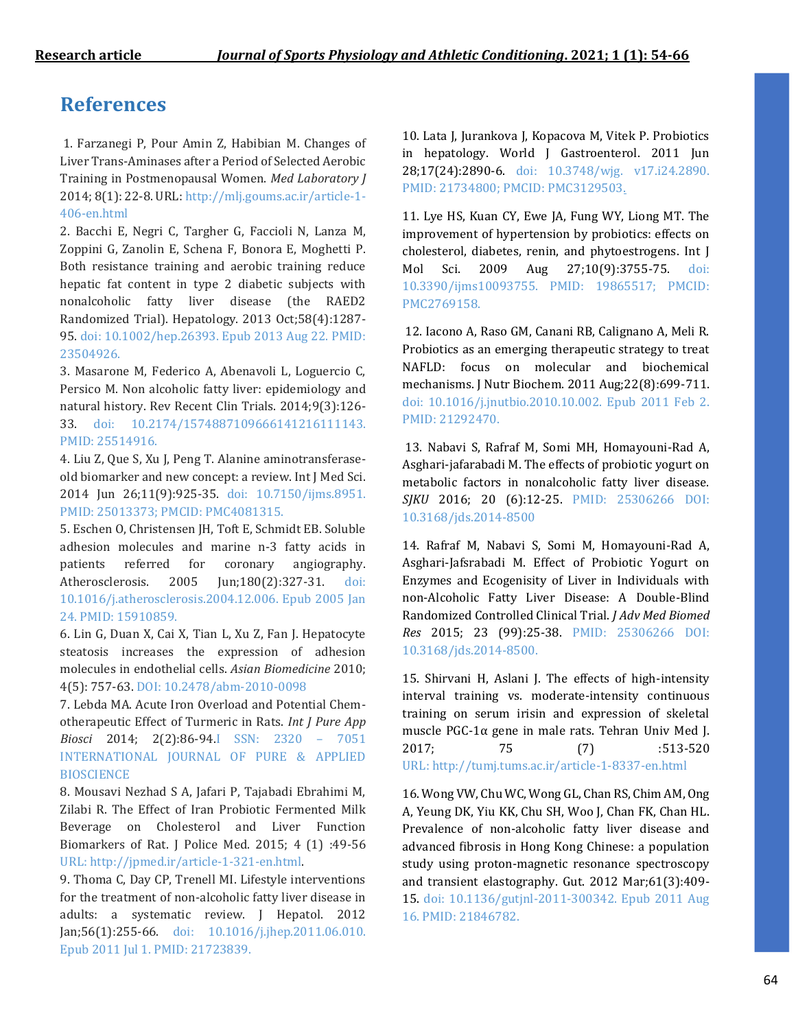# References

1. Farzanegi P, Pour Amin Z, Habibian M. Changes of Liver Trans-Aminases after a Period of Selected Aerobic Training in Postmenopausal Women. *Med Laboratory J* 2014; 8(1): 22-8. URL: http://mlj.goums.ac.ir/article-1-406-en.html

2. Bacchi E, Negri C, Targher G, Faccioli N, Lanza M, Zoppini G, Zanolin E, Schena F, Bonora E, Moghetti P. Both resistance training and aerobic training reduce hepatic fat content in type 2 diabetic subjects with nonalcoholic fatty liver disease (the RAED2 Randomized Trial). Hepatology. 2013 Oct;58(4):1287-95. doi: 10.1002/hep.26393. Epub 2013 Aug 22. PMID: 23504926.

3. Masarone M, Federico A, Abenavoli L, Loguercio C, Persico M. Non alcoholic fatty liver: epidemiology and natural history. Rev Recent Clin Trials. 2014;9(3):126-33. doi: 10.2174/1574887109666141216111143. PMID: 25514916.

4. Liu Z, Que S, Xu J, Peng T. Alanine aminotransferase-old biomarker and new concept: a review. Int J Med Sci. 2014 Jun 26;11(9):925-35. doi: 10.7150/ijms.8951. PMID: 25013373; PMCID: PMC4081315.

5. Eschen O, Christensen JH, Toft E, Schmidt EB. Soluble adhesion molecules and marine n-3 fatty acids in patients referred for coronary angiography. Atherosclerosis. 2005 Jun;180(2):327-31. doi: 10.1016/j.atherosclerosis.2004.12.006. Epub 2005 Jan 24. PMID: 15910859.

6. Lin G, Duan X, Cai X, Tian L, Xu Z, Fan J. Hepatocyte steatosis increases the expression of adhesion molecules in endothelial cells. *Asian Biomedicine* 2010; 4(5): 757-63. DOI: 10.2478/abm-2010-0098

7. Lebda MA. Acute Iron Overload and Potential Chemotherapeutic Effect of Turmeric in Rats. *Int J Pure App Biosci* 2014; 2(2):86-94.I SSN: 2320 – 7051 INTERNATIONAL JOURNAL OF PURE & APPLIED BIOSCIENCE

8. Mousavi Nezhad S A, Jafari P, Tajabadi Ebrahimi M, Zilabi R. The Effect of Iran Probiotic Fermented Milk Beverage on Cholesterol and Liver Function Biomarkers of Rat. J Police Med. 2015; 4 (1) :49-56 URL: http://jpmed.ir/article-1-321-en.html.

9. Thoma C, Day CP, Trenell MI. Lifestyle interventions for the treatment of non-alcoholic fatty liver disease in adults: a systematic review. J Hepatol. 2012 Jan;56(1):255-66. doi: 10.1016/j.jhep.2011.06.010. Epub 2011 Jul 1. PMID: 21723839.

10. Lata J, Jurankova J, Kopacova M, Vitek P. Probiotics in hepatology. World J Gastroenterol. 2011 Jun 28;17(24):2890-6. doi: 10.3748/wjg. v17.i24.2890. PMID: 21734800; PMCID: PMC3129503.

11. Lye HS, Kuan CY, Ewe JA, Fung WY, Liong MT. The improvement of hypertension by probiotics: effects on cholesterol, diabetes, renin, and phytoestrogens. Int J Mol Sci. 2009 Aug 27;10(9):3755-75. doi: 10.3390/ijms10093755. PMID: 19865517; PMCID: PMC2769158.

12. Iacono A, Raso GM, Canani RB, Calignano A, Meli R. Probiotics as an emerging therapeutic strategy to treat NAFLD: focus on molecular and biochemical mechanisms. J Nutr Biochem. 2011 Aug;22(8):699-711. doi: 10.1016/j.jnutbio.2010.10.002. Epub 2011 Feb 2. PMID: 21292470.

13. Nabavi S, Rafraf M, Somi MH, Homayouni-Rad A, Asghari-jafarabadi M. The effects of probiotic yogurt on metabolic factors in nonalcoholic fatty liver disease. *SJKU* 2016; 20 (6):12-25. PMID: 25306266 DOI: 10.3168/jds.2014-8500

14. Rafraf M, Nabavi S, Somi M, Homayouni-Rad A, Asghari-Jafsrabadi M. Effect of Probiotic Yogurt on Enzymes and Ecogenisity of Liver in Individuals with non-Alcoholic Fatty Liver Disease: A Double-Blind Randomized Controlled Clinical Trial. *J Adv Med Biomed Res* 2015; 23 (99):25-38. PMID: 25306266 DOI: 10.3168/jds.2014-8500.

15. Shirvani H, Aslani J. The effects of high-intensity interval training vs. moderate-intensity continuous training on serum irisin and expression of skeletal muscle PGC-1α gene in male rats. Tehran Univ Med J. 2017; 75 (7) :513-520 URL: http://tumj.tums.ac.ir/article-1-8337-en.html

16. Wong VW, Chu WC, Wong GL, Chan RS, Chim AM, Ong A, Yeung DK, Yiu KK, Chu SH, Woo J, Chan FK, Chan HL. Prevalence of non-alcoholic fatty liver disease and advanced fibrosis in Hong Kong Chinese: a population study using proton-magnetic resonance spectroscopy and transient elastography. Gut. 2012 Mar;61(3):409-15. doi: 10.1136/gutjnl-2011-300342. Epub 2011 Aug 16. PMID: 21846782.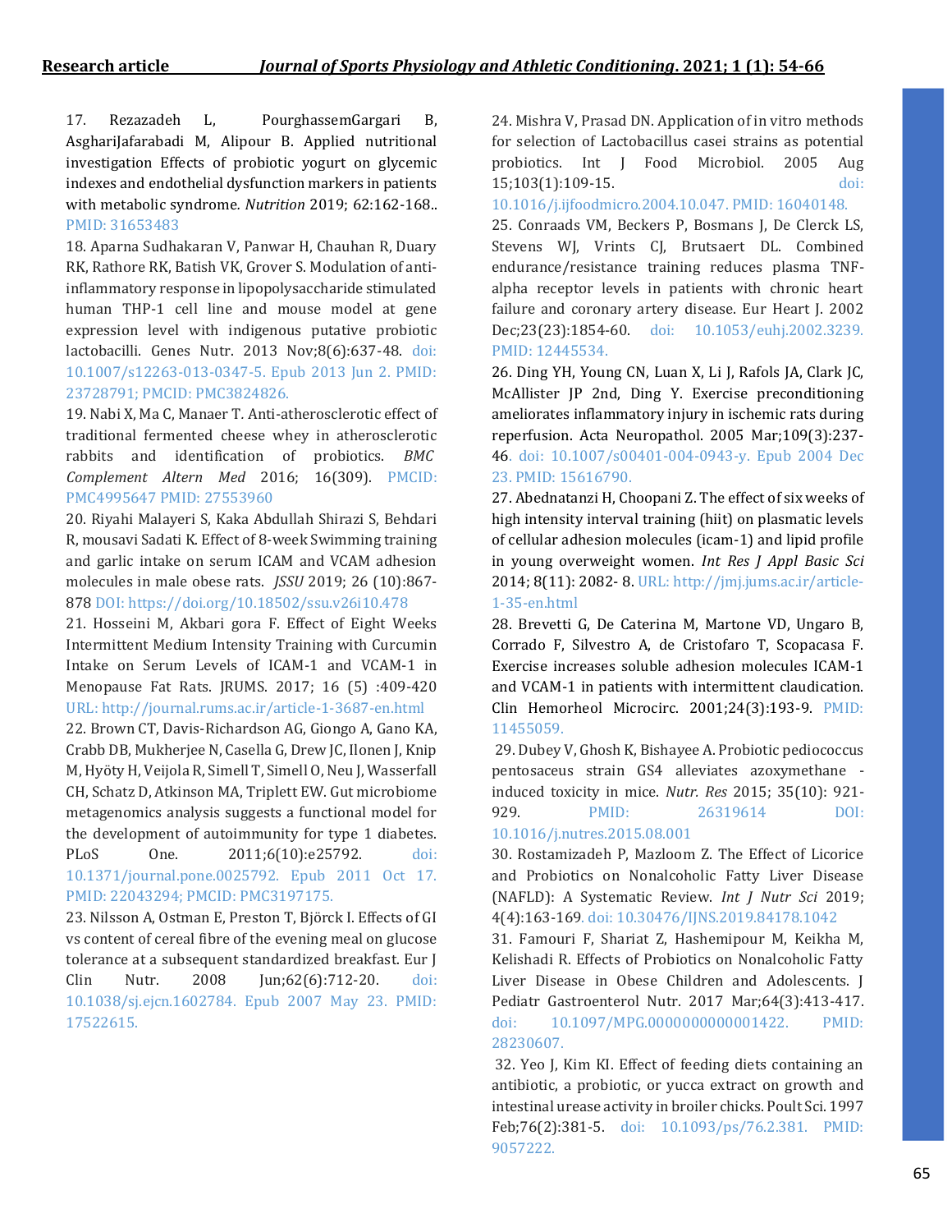17. Rezazadeh L, PourghassemGargari B, AsghariJafarabadi M, Alipour B. Applied nutritional investigation Effects of probiotic yogurt on glycemic indexes and endothelial dysfunction markers in patients with metabolic syndrome. *Nutrition* 2019; 62:162-168.. PMID: 31653483

18. Aparna Sudhakaran V, Panwar H, Chauhan R, Duary RK, Rathore RK, Batish VK, Grover S. Modulation of anti-inflammatory response in lipopolysaccharide stimulated human THP-1 cell line and mouse model at gene expression level with indigenous putative probiotic lactobacilli. Genes Nutr. 2013 Nov;8(6):637-48. doi: 10.1007/s12263-013-0347-5. Epub 2013 Jun 2. PMID: 23728791; PMCID: PMC3824826.

19. Nabi X, Ma C, Manaer T. Anti-atherosclerotic effect of traditional fermented cheese whey in atherosclerotic rabbits and identification of probiotics. *BMC Complement Altern Med* 2016; 16(309). PMCID: PMC4995647 PMID: 27553960

20. Riyahi Malayeri S, Kaka Abdullah Shirazi S, Behdari R, mousavi Sadati K. Effect of 8-week Swimming training and garlic intake on serum ICAM and VCAM adhesion molecules in male obese rats. *JSSU* 2019; 26 (10):867-878 DOI: https://doi.org/10.18502/ssu.v26i10.478

21. Hosseini M, Akbari gora F. Effect of Eight Weeks Intermittent Medium Intensity Training with Curcumin Intake on Serum Levels of ICAM-1 and VCAM-1 in Menopause Fat Rats. JRUMS. 2017; 16 (5) :409-420 URL: http://journal.rums.ac.ir/article-1-3687-en.html

22. Brown CT, Davis-Richardson AG, Giongo A, Gano KA, Crabb DB, Mukherjee N, Casella G, Drew JC, Ilonen J, Knip M, Hyöty H, Veijola R, Simell T, Simell O, Neu J, Wasserfall CH, Schatz D, Atkinson MA, Triplett EW. Gut microbiome metagenomics analysis suggests a functional model for the development of autoimmunity for type 1 diabetes. PLoS One. 2011;6(10):e25792. doi: 10.1371/journal.pone.0025792. Epub 2011 Oct 17. PMID: 22043294; PMCID: PMC3197175.

23. Nilsson A, Ostman E, Preston T, Björck I. Effects of GI vs content of cereal fibre of the evening meal on glucose tolerance at a subsequent standardized breakfast. Eur J Clin Nutr. 2008 Jun;62(6):712-20. doi: 10.1038/sj.ejcn.1602784. Epub 2007 May 23. PMID: 17522615.

24. Mishra V, Prasad DN. Application of in vitro methods for selection of Lactobacillus casei strains as potential probiotics. Int J Food Microbiol. 2005 Aug 15;103(1):109-15. doi: 10.1016/j.ijfoodmicro.2004.10.047. PMID: 16040148.

25. Conraads VM, Beckers P, Bosmans J, De Clerck LS, Stevens WJ, Vrints CJ, Brutsaert DL. Combined endurance/resistance training reduces plasma TNF-alpha receptor levels in patients with chronic heart failure and coronary artery disease. Eur Heart J. 2002 Dec;23(23):1854-60. doi: 10.1053/euhj.2002.3239. PMID: 12445534.

26. Ding YH, Young CN, Luan X, Li J, Rafols JA, Clark JC, McAllister JP 2nd, Ding Y. Exercise preconditioning ameliorates inflammatory injury in ischemic rats during reperfusion. Acta Neuropathol. 2005 Mar;109(3):237-46. doi: 10.1007/s00401-004-0943-y. Epub 2004 Dec 23. PMID: 15616790.

27. Abednatanzi H, Choopani Z. The effect of six weeks of high intensity interval training (hiit) on plasmatic levels of cellular adhesion molecules (icam-1) and lipid profile in young overweight women. *Int Res J Appl Basic Sci* 2014; 8(11): 2082- 8. URL: http://jmj.jums.ac.ir/article-1-35-en.html

28. Brevetti G, De Caterina M, Martone VD, Ungaro B, Corrado F, Silvestro A, de Cristofaro T, Scopacasa F. Exercise increases soluble adhesion molecules ICAM-1 and VCAM-1 in patients with intermittent claudication. Clin Hemorheol Microcirc. 2001;24(3):193-9. PMID: 11455059.

29. Dubey V, Ghosh K, Bishayee A. Probiotic pediococcus pentosaceus strain GS4 alleviates azoxymethane -induced toxicity in mice. *Nutr. Res* 2015; 35(10): 921-929. PMID: 26319614 DOI: 10.1016/j.nutres.2015.08.001

30. Rostamizadeh P, Mazloom Z. The Effect of Licorice and Probiotics on Nonalcoholic Fatty Liver Disease (NAFLD): A Systematic Review. *Int J Nutr Sci* 2019; 4(4):163-169. doi: 10.30476/IJNS.2019.84178.1042

31. Famouri F, Shariat Z, Hashemipour M, Keikha M, Kelishadi R. Effects of Probiotics on Nonalcoholic Fatty Liver Disease in Obese Children and Adolescents. J Pediatr Gastroenterol Nutr. 2017 Mar;64(3):413-417. doi: 10.1097/MPG.0000000000001422. PMID: 28230607.

32. Yeo J, Kim KI. Effect of feeding diets containing an antibiotic, a probiotic, or yucca extract on growth and intestinal urease activity in broiler chicks. Poult Sci. 1997 Feb;76(2):381-5. doi: 10.1093/ps/76.2.381. PMID: 9057222.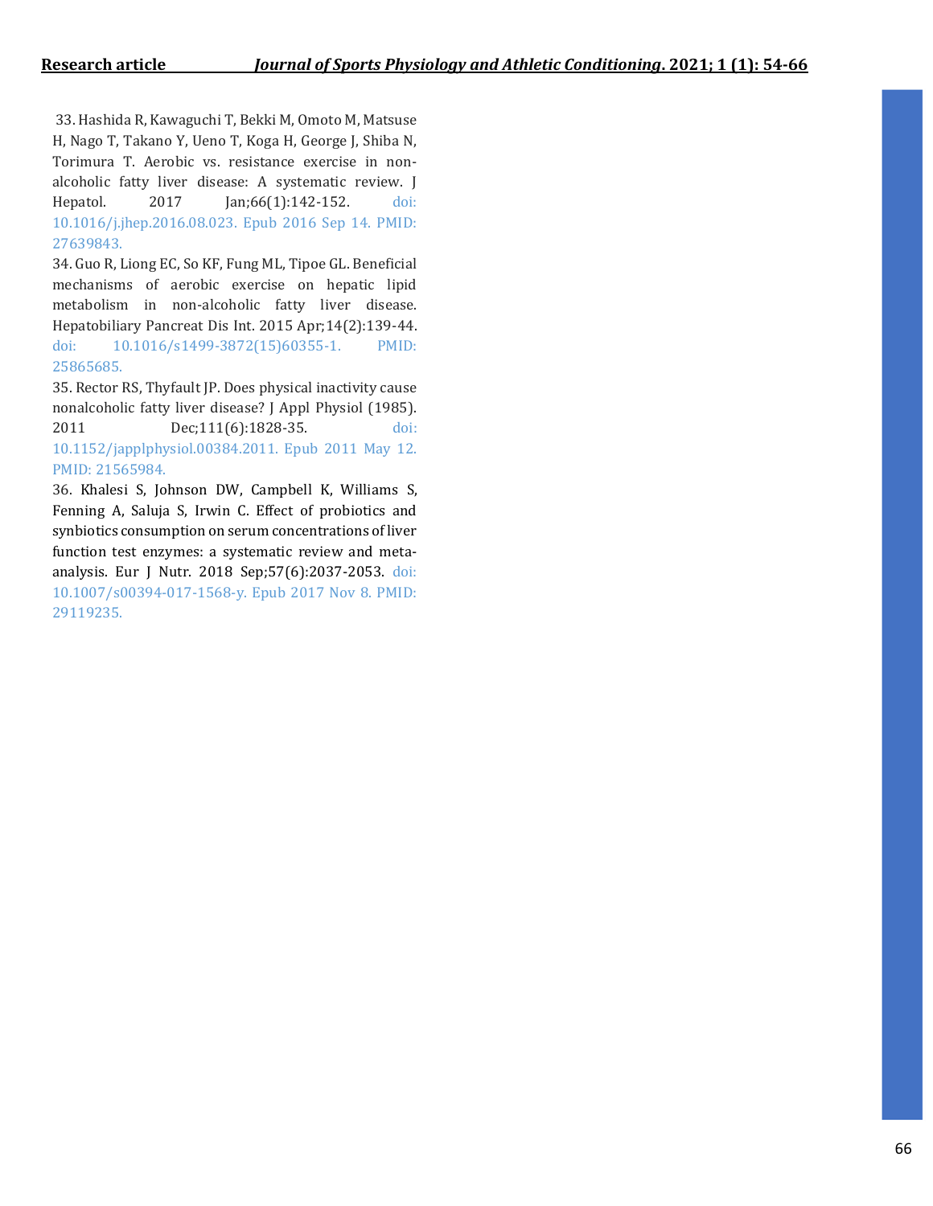33. Hashida R, Kawaguchi T, Bekki M, Omoto M, Matsuse H, Nago T, Takano Y, Ueno T, Koga H, George J, Shiba N, Torimura T. Aerobic vs. resistance exercise in non-alcoholic fatty liver disease: A systematic review. J Hepatol. 2017 Jan;66(1):142-152. doi: 10.1016/j.jhep.2016.08.023. Epub 2016 Sep 14. PMID: 27639843.

34. Guo R, Liong EC, So KF, Fung ML, Tipoe GL. Beneficial mechanisms of aerobic exercise on hepatic lipid metabolism in non-alcoholic fatty liver disease. Hepatobiliary Pancreat Dis Int. 2015 Apr;14(2):139-44. doi: 10.1016/s1499-3872(15)60355-1. PMID: 25865685.

35. Rector RS, Thyfault JP. Does physical inactivity cause nonalcoholic fatty liver disease? J Appl Physiol (1985). 2011 Dec;111(6):1828-35. doi: 10.1152/japplphysiol.00384.2011. Epub 2011 May 12. PMID: 21565984.

36. Khalesi S, Johnson DW, Campbell K, Williams S, Fenning A, Saluja S, Irwin C. Effect of probiotics and synbiotics consumption on serum concentrations of liver function test enzymes: a systematic review and meta-analysis. Eur J Nutr. 2018 Sep;57(6):2037-2053. doi: 10.1007/s00394-017-1568-y. Epub 2017 Nov 8. PMID: 29119235.